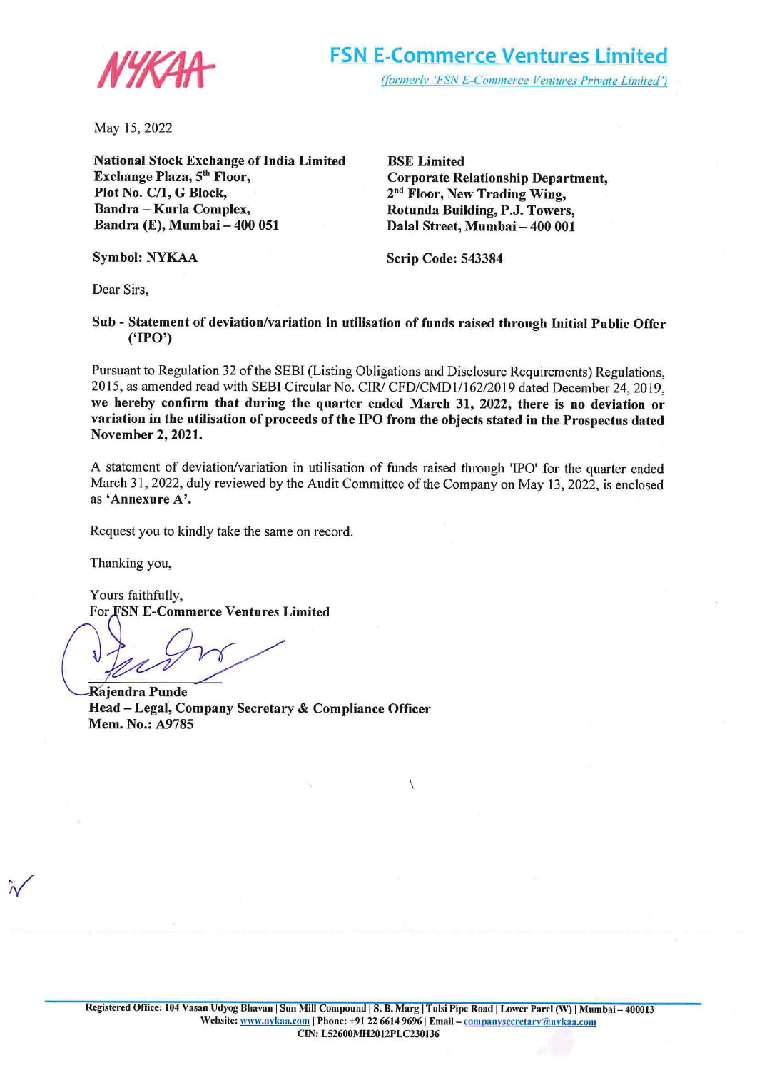**NYKAA**

**FSN E-Commerce Ventures Limited**

*(formerly 'FSN E-Commerce Ventures Private Limited')*

May 15, 2022

| **National Stock Exchange of India Limited** | **BSE Limited** |
|---|---|
| **Exchange Plaza, 5th Floor,** | **Corporate Relationship Department,** |
| **Plot No. C/1, G Block,** | **2nd Floor, New Trading Wing,** |
| **Bandra – Kurla Complex,** | **Rotunda Building, P.J. Towers,** |
| **Bandra (E), Mumbai – 400 051** | **Dalal Street, Mumbai – 400 001** |
| **Symbol: NYKAA** | **Scrip Code: 543384** |

Dear Sirs,

**Sub - Statement of deviation/variation in utilisation of funds raised through Initial Public Offer ('IPO')**

Pursuant to Regulation 32 of the SEBI (Listing Obligations and Disclosure Requirements) Regulations, 2015, as amended read with SEBI Circular No. CIR/ CFD/CMD1/162/2019 dated December 24, 2019, **we hereby confirm that during the quarter ended March 31, 2022, there is no deviation or variation in the utilisation of proceeds of the IPO from the objects stated in the Prospectus dated November 2, 2021.**

A statement of deviation/variation in utilisation of funds raised through 'IPO' for the quarter ended March 31, 2022, duly reviewed by the Audit Committee of the Company on May 13, 2022, is enclosed as **'Annexure A'.**

Request you to kindly take the same on record.

Thanking you,

Yours faithfully,
For **FSN E-Commerce Ventures Limited**

**Rajendra Punde**
**Head – Legal, Company Secretary & Compliance Officer**
**Mem. No.: A9785**

**Registered Office: 104 Vasan Udyog Bhavan | Sun Mill Compound | S. B. Marg | Tulsi Pipe Road | Lower Parel (W) | Mumbai – 400013**
**Website: www.nykaa.com | Phone: +91 22 6614 9696 | Email – companysecretary@nykaa.com**
**CIN: L52600MH2012PLC230136**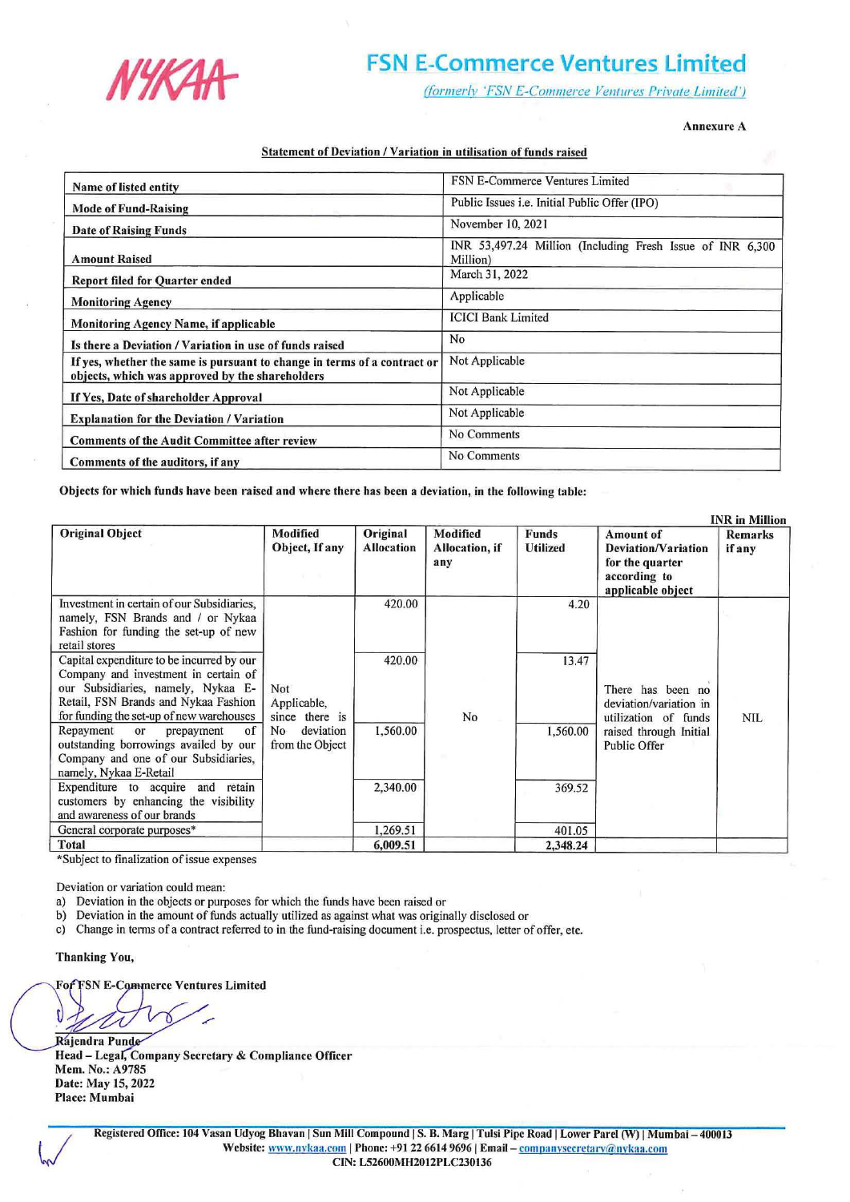NYKAA

# FSN E-Commerce Ventures Limited

*(formerly 'FSN E-Commerce Ventures Private Limited')*

**Annexure A**

**Statement of Deviation / Variation in utilisation of funds raised**

| | |
|---|---|
| **Name of listed entity** | FSN E-Commerce Ventures Limited |
| **Mode of Fund-Raising** | Public Issues i.e. Initial Public Offer (IPO) |
| **Date of Raising Funds** | November 10, 2021 |
| **Amount Raised** | INR 53,497.24 Million (Including Fresh Issue of INR 6,300 Million) |
| **Report filed for Quarter ended** | March 31, 2022 |
| **Monitoring Agency** | Applicable |
| **Monitoring Agency Name, if applicable** | ICICI Bank Limited |
| **Is there a Deviation / Variation in use of funds raised** | No |
| **If yes, whether the same is pursuant to change in terms of a contract or objects, which was approved by the shareholders** | Not Applicable |
| **If Yes, Date of shareholder Approval** | Not Applicable |
| **Explanation for the Deviation / Variation** | Not Applicable |
| **Comments of the Audit Committee after review** | No Comments |
| **Comments of the auditors, if any** | No Comments |

**Objects for which funds have been raised and where there has been a deviation, in the following table:**

**INR in Million**

| Original Object | Modified Object, If any | Original Allocation | Modified Allocation, if any | Funds Utilized | Amount of Deviation/Variation for the quarter according to applicable object | Remarks if any |
|---|---|---|---|---|---|---|
| Investment in certain of our Subsidiaries, namely, FSN Brands and / or Nykaa Fashion for funding the set-up of new retail stores | Not Applicable, since there is No deviation from the Object | 420.00 | No | 4.20 | There has been no deviation/variation in utilization of funds raised through Initial Public Offer | NIL |
| Capital expenditure to be incurred by our Company and investment in certain of our Subsidiaries, namely, Nykaa E-Retail, FSN Brands and Nykaa Fashion for funding the set-up of new warehouses | | 420.00 | | 13.47 | | |
| Repayment or prepayment of outstanding borrowings availed by our Company and one of our Subsidiaries, namely, Nykaa E-Retail | | 1,560.00 | | 1,560.00 | | |
| Expenditure to acquire and retain customers by enhancing the visibility and awareness of our brands | | 2,340.00 | | 369.52 | | |
| General corporate purposes* | | 1,269.51 | | 401.05 | | |
| **Total** | | **6,009.51** | | **2,348.24** | | |

*Subject to finalization of issue expenses

Deviation or variation could mean:

a) Deviation in the objects or purposes for which the funds have been raised or
b) Deviation in the amount of funds actually utilized as against what was originally disclosed or
c) Change in terms of a contract referred to in the fund-raising document i.e. prospectus, letter of offer, etc.

**Thanking You,**

**For FSN E-Commerce Ventures Limited**

**Rajendra Punde**
**Head – Legal, Company Secretary & Compliance Officer**
**Mem. No.: A9785**
**Date: May 15, 2022**
**Place: Mumbai**

**Registered Office: 104 Vasan Udyog Bhavan | Sun Mill Compound | S. B. Marg | Tulsi Pipe Road | Lower Parel (W) | Mumbai – 400013**
**Website: www.nykaa.com | Phone: +91 22 6614 9696 | Email – companysecretary@nykaa.com**
**CIN: L52600MH2012PLC230136**